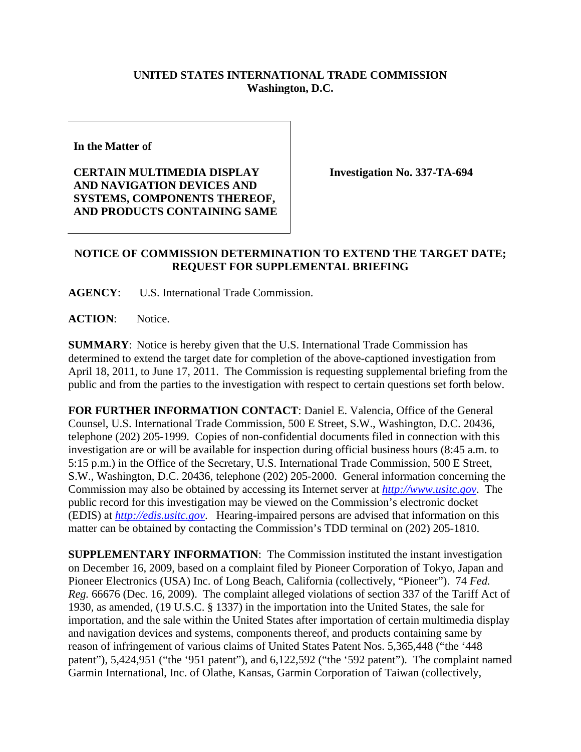**UNITED STATES INTERNATIONAL TRADE COMMISSION**
**Washington, D.C.**

| | |
|---|---|
| **In the Matter of**<br><br>**CERTAIN MULTIMEDIA DISPLAY AND NAVIGATION DEVICES AND SYSTEMS, COMPONENTS THEREOF, AND PRODUCTS CONTAINING SAME** | **Investigation No. 337-TA-694** |

**NOTICE OF COMMISSION DETERMINATION TO EXTEND THE TARGET DATE; REQUEST FOR SUPPLEMENTAL BRIEFING**

**AGENCY**: U.S. International Trade Commission.

**ACTION**: Notice.

**SUMMARY**: Notice is hereby given that the U.S. International Trade Commission has determined to extend the target date for completion of the above-captioned investigation from April 18, 2011, to June 17, 2011. The Commission is requesting supplemental briefing from the public and from the parties to the investigation with respect to certain questions set forth below.

**FOR FURTHER INFORMATION CONTACT**: Daniel E. Valencia, Office of the General Counsel, U.S. International Trade Commission, 500 E Street, S.W., Washington, D.C. 20436, telephone (202) 205-1999. Copies of non-confidential documents filed in connection with this investigation are or will be available for inspection during official business hours (8:45 a.m. to 5:15 p.m.) in the Office of the Secretary, U.S. International Trade Commission, 500 E Street, S.W., Washington, D.C. 20436, telephone (202) 205-2000. General information concerning the Commission may also be obtained by accessing its Internet server at *http://www.usitc.gov*. The public record for this investigation may be viewed on the Commission's electronic docket (EDIS) at *http://edis.usitc.gov*. Hearing-impaired persons are advised that information on this matter can be obtained by contacting the Commission's TDD terminal on (202) 205-1810.

**SUPPLEMENTARY INFORMATION**: The Commission instituted the instant investigation on December 16, 2009, based on a complaint filed by Pioneer Corporation of Tokyo, Japan and Pioneer Electronics (USA) Inc. of Long Beach, California (collectively, "Pioneer"). 74 *Fed. Reg.* 66676 (Dec. 16, 2009). The complaint alleged violations of section 337 of the Tariff Act of 1930, as amended, (19 U.S.C. § 1337) in the importation into the United States, the sale for importation, and the sale within the United States after importation of certain multimedia display and navigation devices and systems, components thereof, and products containing same by reason of infringement of various claims of United States Patent Nos. 5,365,448 ("the '448 patent"), 5,424,951 ("the '951 patent"), and 6,122,592 ("the '592 patent"). The complaint named Garmin International, Inc. of Olathe, Kansas, Garmin Corporation of Taiwan (collectively,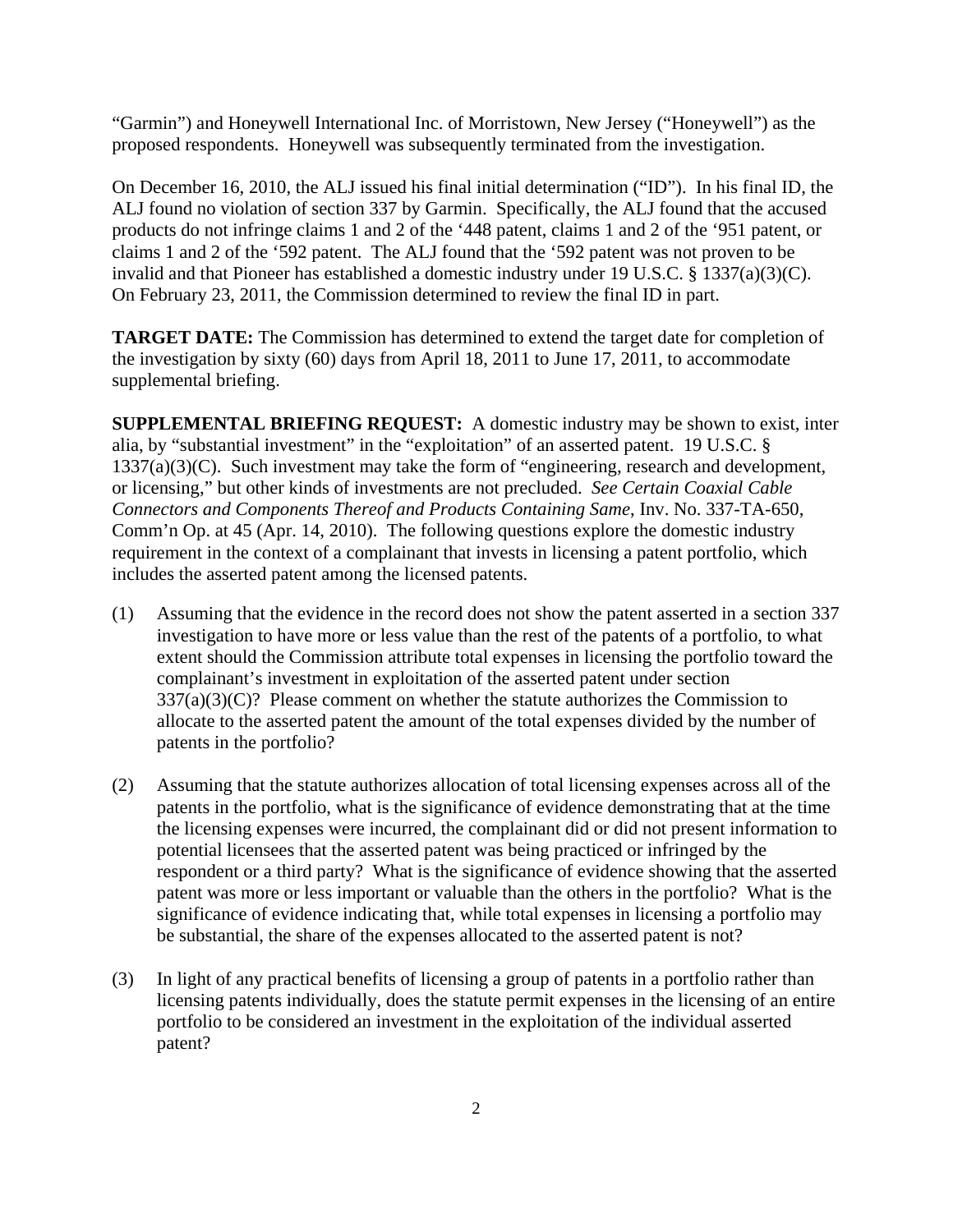"Garmin") and Honeywell International Inc. of Morristown, New Jersey ("Honeywell") as the proposed respondents. Honeywell was subsequently terminated from the investigation.

On December 16, 2010, the ALJ issued his final initial determination ("ID"). In his final ID, the ALJ found no violation of section 337 by Garmin. Specifically, the ALJ found that the accused products do not infringe claims 1 and 2 of the '448 patent, claims 1 and 2 of the '951 patent, or claims 1 and 2 of the '592 patent. The ALJ found that the '592 patent was not proven to be invalid and that Pioneer has established a domestic industry under 19 U.S.C. § 1337(a)(3)(C). On February 23, 2011, the Commission determined to review the final ID in part.

**TARGET DATE:** The Commission has determined to extend the target date for completion of the investigation by sixty (60) days from April 18, 2011 to June 17, 2011, to accommodate supplemental briefing.

**SUPPLEMENTAL BRIEFING REQUEST:** A domestic industry may be shown to exist, inter alia, by "substantial investment" in the "exploitation" of an asserted patent. 19 U.S.C. § 1337(a)(3)(C). Such investment may take the form of "engineering, research and development, or licensing," but other kinds of investments are not precluded. *See Certain Coaxial Cable Connectors and Components Thereof and Products Containing Same*, Inv. No. 337-TA-650, Comm'n Op. at 45 (Apr. 14, 2010). The following questions explore the domestic industry requirement in the context of a complainant that invests in licensing a patent portfolio, which includes the asserted patent among the licensed patents.

(1) Assuming that the evidence in the record does not show the patent asserted in a section 337 investigation to have more or less value than the rest of the patents of a portfolio, to what extent should the Commission attribute total expenses in licensing the portfolio toward the complainant's investment in exploitation of the asserted patent under section 337(a)(3)(C)? Please comment on whether the statute authorizes the Commission to allocate to the asserted patent the amount of the total expenses divided by the number of patents in the portfolio?

(2) Assuming that the statute authorizes allocation of total licensing expenses across all of the patents in the portfolio, what is the significance of evidence demonstrating that at the time the licensing expenses were incurred, the complainant did or did not present information to potential licensees that the asserted patent was being practiced or infringed by the respondent or a third party? What is the significance of evidence showing that the asserted patent was more or less important or valuable than the others in the portfolio? What is the significance of evidence indicating that, while total expenses in licensing a portfolio may be substantial, the share of the expenses allocated to the asserted patent is not?

(3) In light of any practical benefits of licensing a group of patents in a portfolio rather than licensing patents individually, does the statute permit expenses in the licensing of an entire portfolio to be considered an investment in the exploitation of the individual asserted patent?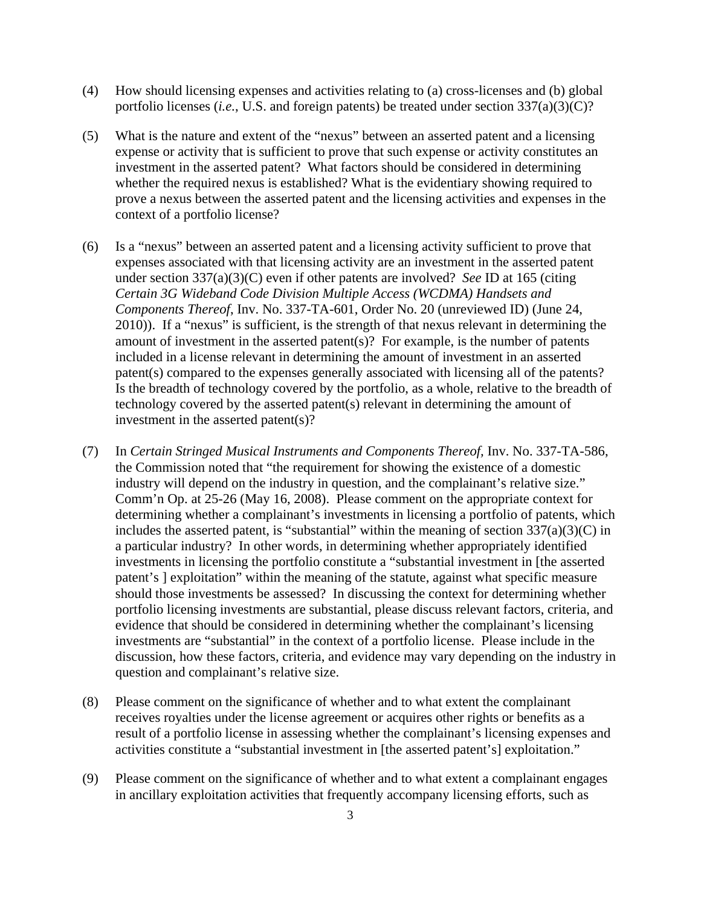(4) How should licensing expenses and activities relating to (a) cross-licenses and (b) global portfolio licenses (*i.e.*, U.S. and foreign patents) be treated under section 337(a)(3)(C)?

(5) What is the nature and extent of the "nexus" between an asserted patent and a licensing expense or activity that is sufficient to prove that such expense or activity constitutes an investment in the asserted patent? What factors should be considered in determining whether the required nexus is established? What is the evidentiary showing required to prove a nexus between the asserted patent and the licensing activities and expenses in the context of a portfolio license?

(6) Is a "nexus" between an asserted patent and a licensing activity sufficient to prove that expenses associated with that licensing activity are an investment in the asserted patent under section 337(a)(3)(C) even if other patents are involved? *See* ID at 165 (citing *Certain 3G Wideband Code Division Multiple Access (WCDMA) Handsets and Components Thereof*, Inv. No. 337-TA-601, Order No. 20 (unreviewed ID) (June 24, 2010)). If a "nexus" is sufficient, is the strength of that nexus relevant in determining the amount of investment in the asserted patent(s)? For example, is the number of patents included in a license relevant in determining the amount of investment in an asserted patent(s) compared to the expenses generally associated with licensing all of the patents? Is the breadth of technology covered by the portfolio, as a whole, relative to the breadth of technology covered by the asserted patent(s) relevant in determining the amount of investment in the asserted patent(s)?

(7) In *Certain Stringed Musical Instruments and Components Thereof*, Inv. No. 337-TA-586, the Commission noted that "the requirement for showing the existence of a domestic industry will depend on the industry in question, and the complainant's relative size." Comm'n Op. at 25-26 (May 16, 2008). Please comment on the appropriate context for determining whether a complainant's investments in licensing a portfolio of patents, which includes the asserted patent, is "substantial" within the meaning of section 337(a)(3)(C) in a particular industry? In other words, in determining whether appropriately identified investments in licensing the portfolio constitute a "substantial investment in [the asserted patent's ] exploitation" within the meaning of the statute, against what specific measure should those investments be assessed? In discussing the context for determining whether portfolio licensing investments are substantial, please discuss relevant factors, criteria, and evidence that should be considered in determining whether the complainant's licensing investments are "substantial" in the context of a portfolio license. Please include in the discussion, how these factors, criteria, and evidence may vary depending on the industry in question and complainant's relative size.

(8) Please comment on the significance of whether and to what extent the complainant receives royalties under the license agreement or acquires other rights or benefits as a result of a portfolio license in assessing whether the complainant's licensing expenses and activities constitute a "substantial investment in [the asserted patent's] exploitation."

(9) Please comment on the significance of whether and to what extent a complainant engages in ancillary exploitation activities that frequently accompany licensing efforts, such as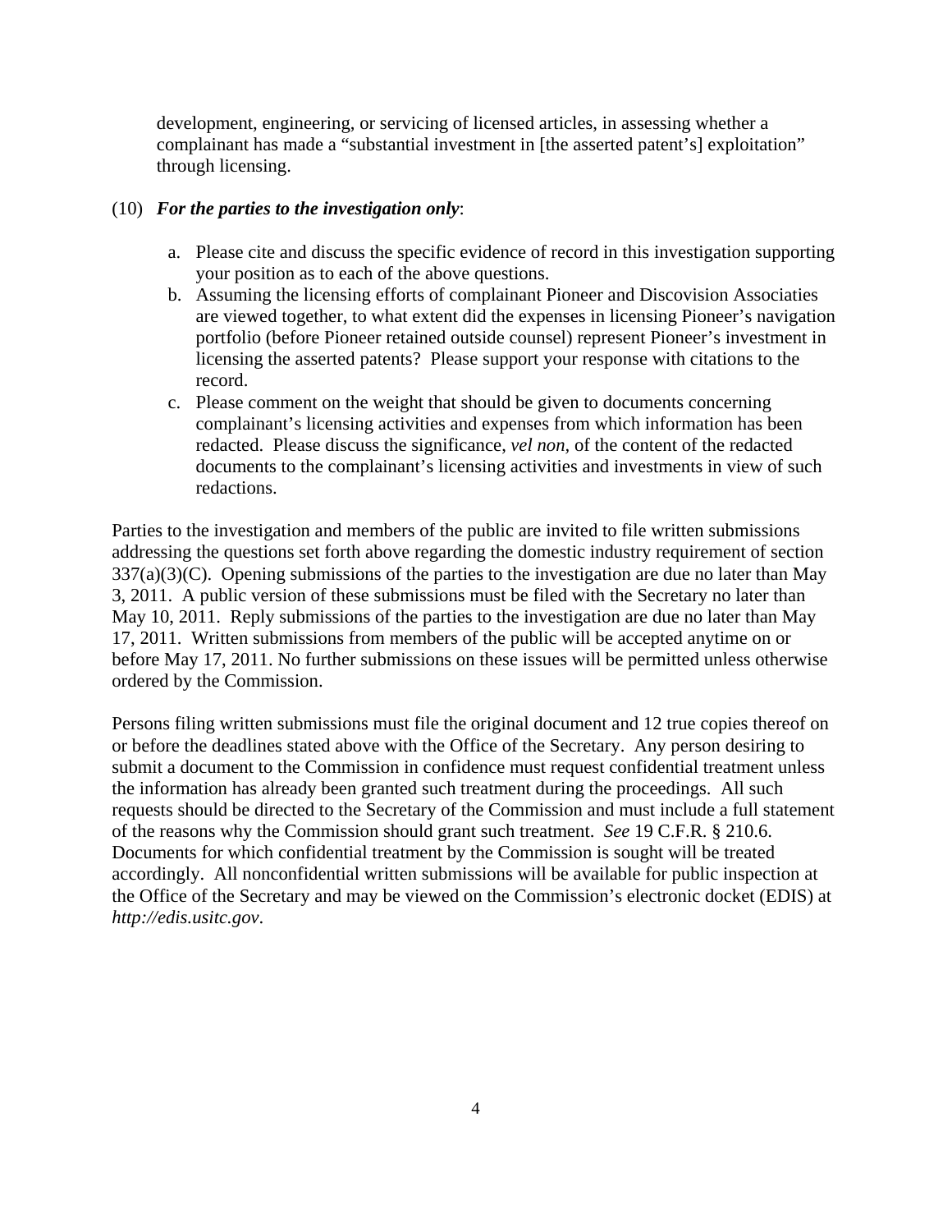development, engineering, or servicing of licensed articles, in assessing whether a complainant has made a "substantial investment in [the asserted patent's] exploitation" through licensing.

(10) ***For the parties to the investigation only***:

a. Please cite and discuss the specific evidence of record in this investigation supporting your position as to each of the above questions.
b. Assuming the licensing efforts of complainant Pioneer and Discovision Associaties are viewed together, to what extent did the expenses in licensing Pioneer's navigation portfolio (before Pioneer retained outside counsel) represent Pioneer's investment in licensing the asserted patents? Please support your response with citations to the record.
c. Please comment on the weight that should be given to documents concerning complainant's licensing activities and expenses from which information has been redacted. Please discuss the significance, *vel non,* of the content of the redacted documents to the complainant's licensing activities and investments in view of such redactions.

Parties to the investigation and members of the public are invited to file written submissions addressing the questions set forth above regarding the domestic industry requirement of section 337(a)(3)(C). Opening submissions of the parties to the investigation are due no later than May 3, 2011. A public version of these submissions must be filed with the Secretary no later than May 10, 2011. Reply submissions of the parties to the investigation are due no later than May 17, 2011. Written submissions from members of the public will be accepted anytime on or before May 17, 2011. No further submissions on these issues will be permitted unless otherwise ordered by the Commission.

Persons filing written submissions must file the original document and 12 true copies thereof on or before the deadlines stated above with the Office of the Secretary. Any person desiring to submit a document to the Commission in confidence must request confidential treatment unless the information has already been granted such treatment during the proceedings. All such requests should be directed to the Secretary of the Commission and must include a full statement of the reasons why the Commission should grant such treatment. *See* 19 C.F.R. § 210.6. Documents for which confidential treatment by the Commission is sought will be treated accordingly. All nonconfidential written submissions will be available for public inspection at the Office of the Secretary and may be viewed on the Commission's electronic docket (EDIS) at *http://edis.usitc.gov*.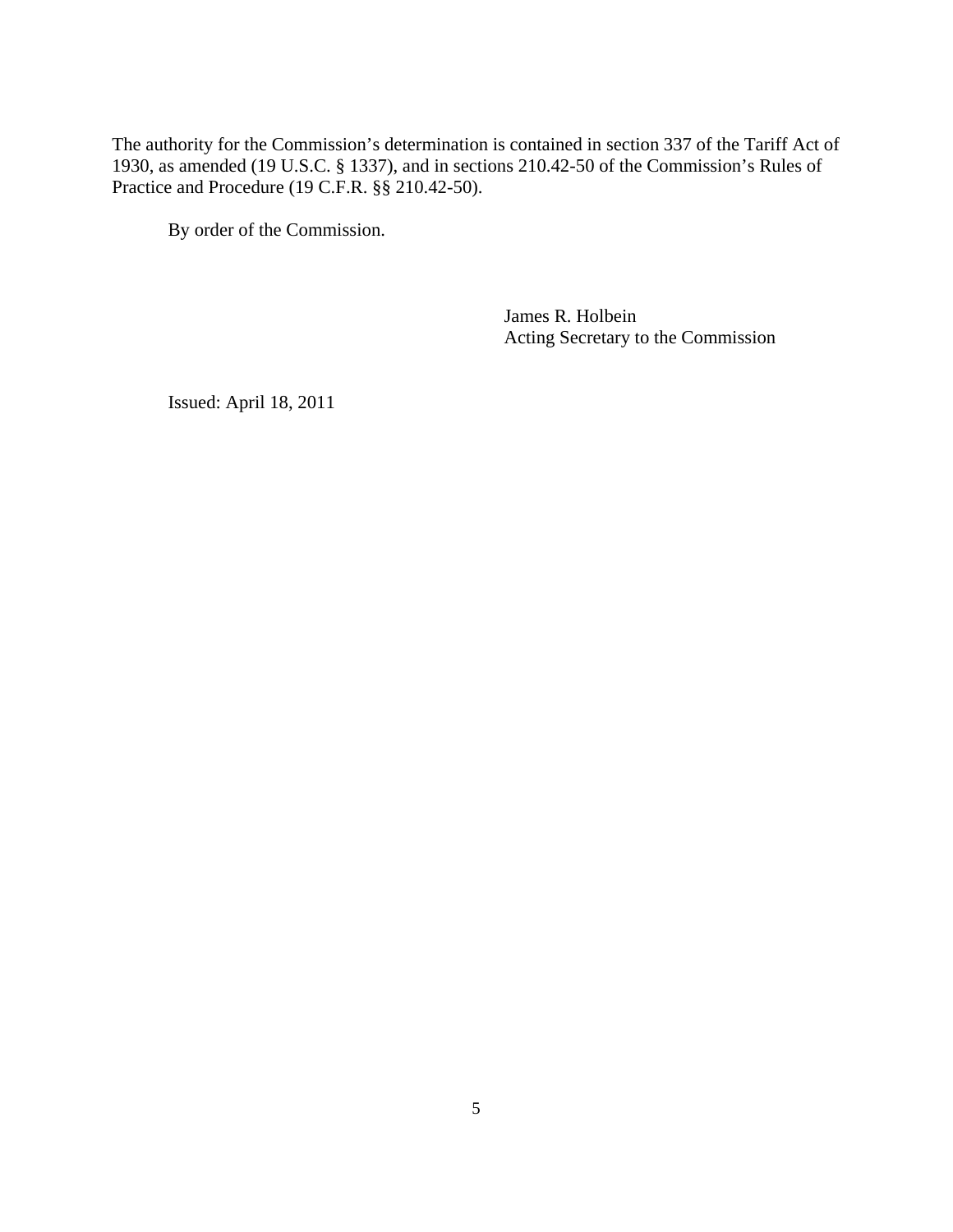The authority for the Commission's determination is contained in section 337 of the Tariff Act of 1930, as amended (19 U.S.C. § 1337), and in sections 210.42-50 of the Commission's Rules of Practice and Procedure (19 C.F.R. §§ 210.42-50).

By order of the Commission.

James R. Holbein
Acting Secretary to the Commission

Issued: April 18, 2011